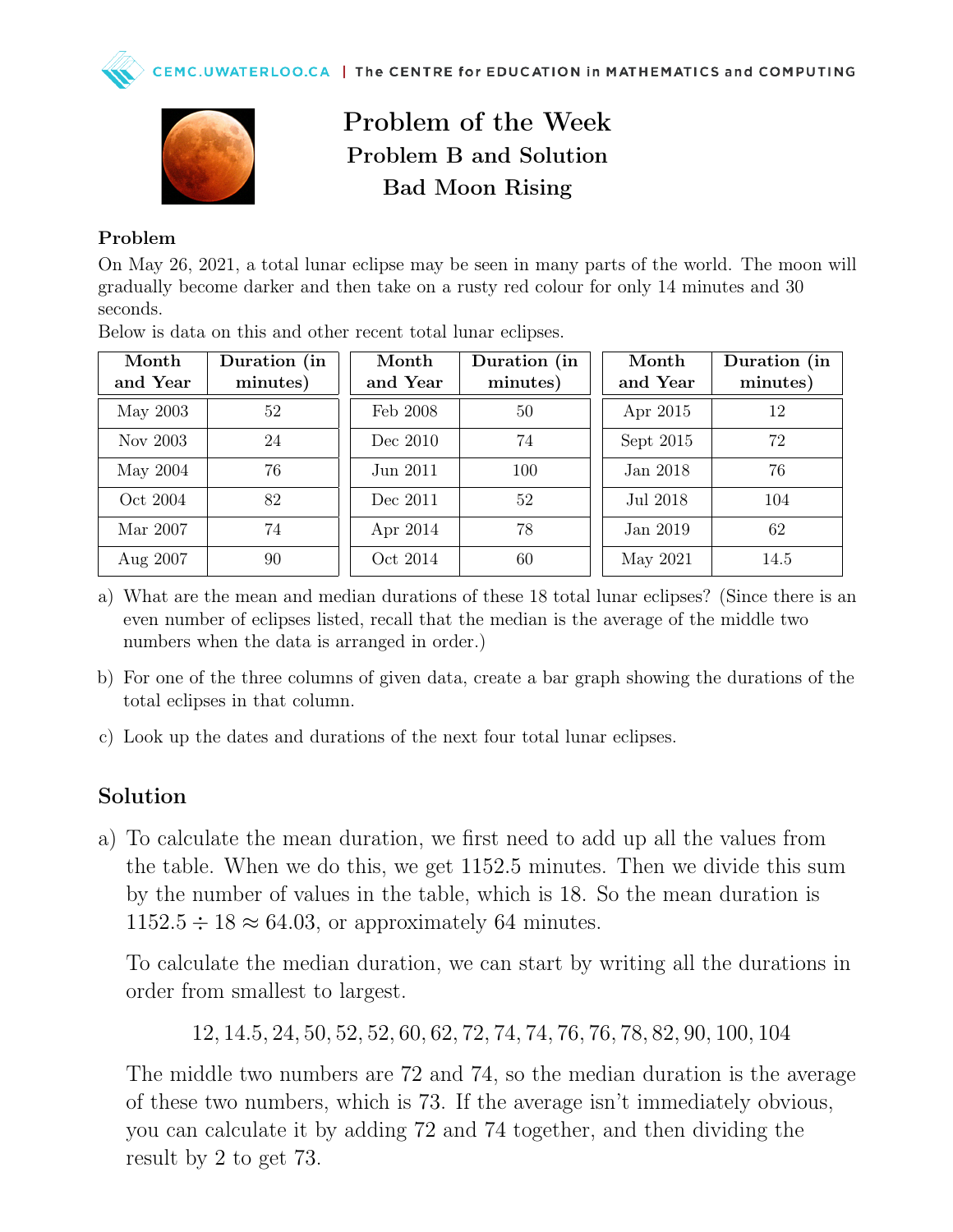# Problem of the Week
## Problem B and Solution
## Bad Moon Rising

### Problem

On May 26, 2021, a total lunar eclipse may be seen in many parts of the world. The moon will gradually become darker and then take on a rusty red colour for only 14 minutes and 30 seconds.

Below is data on this and other recent total lunar eclipses.

| Month and Year | Duration (in minutes) | Month and Year | Duration (in minutes) | Month and Year | Duration (in minutes) |
|---|---|---|---|---|---|
| May 2003 | 52 | Feb 2008 | 50 | Apr 2015 | 12 |
| Nov 2003 | 24 | Dec 2010 | 74 | Sept 2015 | 72 |
| May 2004 | 76 | Jun 2011 | 100 | Jan 2018 | 76 |
| Oct 2004 | 82 | Dec 2011 | 52 | Jul 2018 | 104 |
| Mar 2007 | 74 | Apr 2014 | 78 | Jan 2019 | 62 |
| Aug 2007 | 90 | Oct 2014 | 60 | May 2021 | 14.5 |

a) What are the mean and median durations of these 18 total lunar eclipses? (Since there is an even number of eclipses listed, recall that the median is the average of the middle two numbers when the data is arranged in order.)

b) For one of the three columns of given data, create a bar graph showing the durations of the total eclipses in that column.

c) Look up the dates and durations of the next four total lunar eclipses.

## Solution

a) To calculate the mean duration, we first need to add up all the values from the table. When we do this, we get 1152.5 minutes. Then we divide this sum by the number of values in the table, which is 18. So the mean duration is $1152.5 \div 18 \approx 64.03$, or approximately 64 minutes.

To calculate the median duration, we can start by writing all the durations in order from smallest to largest.

$$12, 14.5, 24, 50, 52, 52, 60, 62, 72, 74, 74, 76, 76, 78, 82, 90, 100, 104$$

The middle two numbers are 72 and 74, so the median duration is the average of these two numbers, which is 73. If the average isn't immediately obvious, you can calculate it by adding 72 and 74 together, and then dividing the result by 2 to get 73.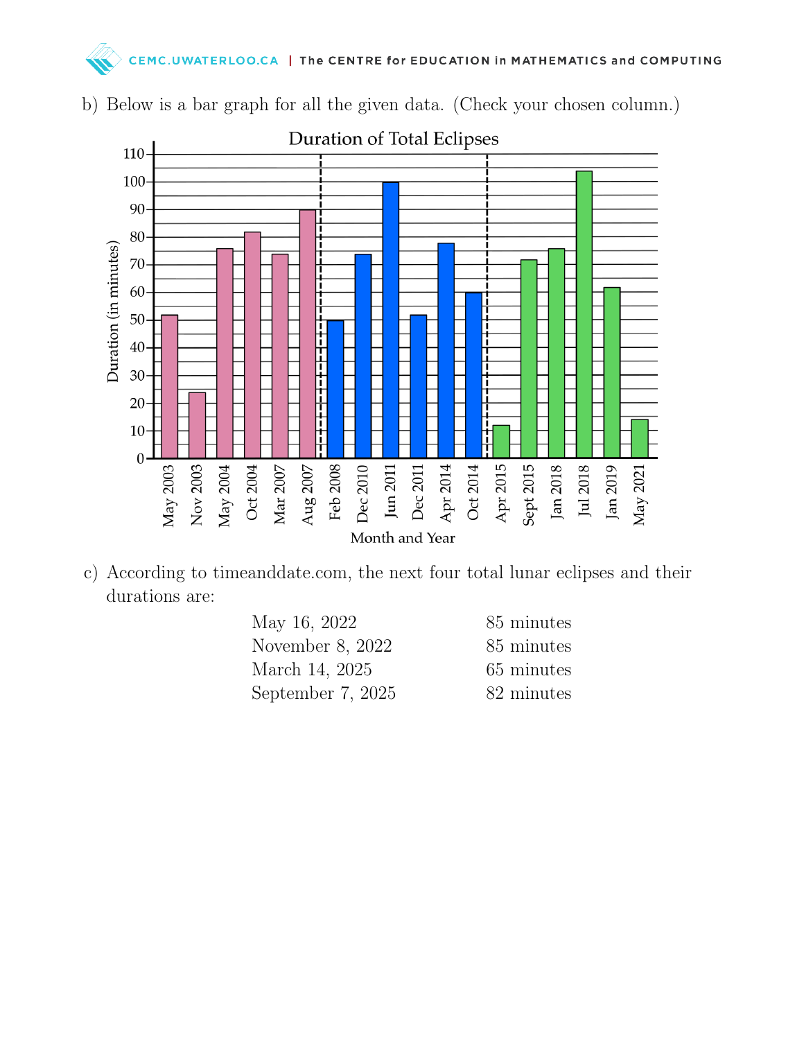b) Below is a bar graph for all the given data. (Check your chosen column.)

Duration of Total Eclipses

Duration (in minutes)

0
10
20
30
40
50
60
70
80
90
100
110

May 2003
Nov 2003
May 2004
Oct 2004
Mar 2007
Aug 2007
Feb 2008
Dec 2010
Jun 2011
Dec 2011
Apr 2014
Oct 2014
Apr 2015
Sept 2015
Jan 2018
Jul 2018
Jan 2019
May 2021

Month and Year

c) According to timeanddate.com, the next four total lunar eclipses and their durations are:

| | |
|---|---|
| May 16, 2022 | 85 minutes |
| November 8, 2022 | 85 minutes |
| March 14, 2025 | 65 minutes |
| September 7, 2025 | 82 minutes |